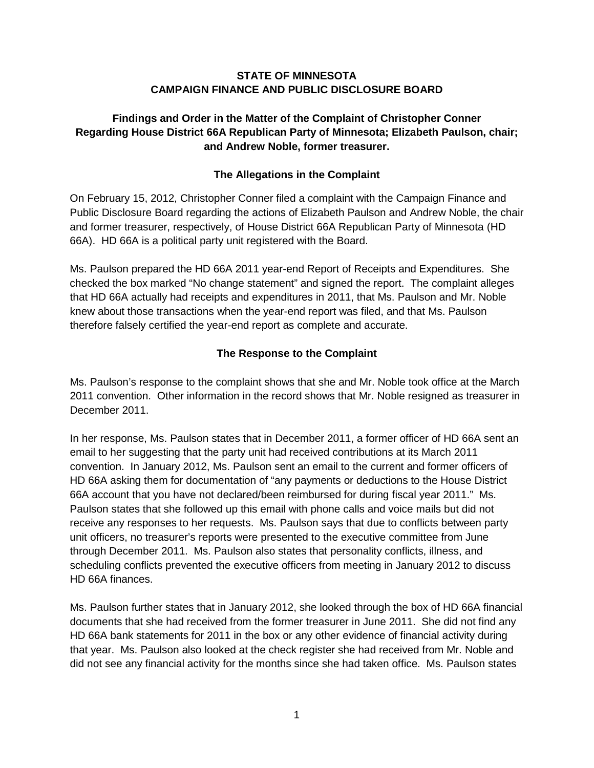**STATE OF MINNESOTA**
**CAMPAIGN FINANCE AND PUBLIC DISCLOSURE BOARD**

## Findings and Order in the Matter of the Complaint of Christopher Conner Regarding House District 66A Republican Party of Minnesota; Elizabeth Paulson, chair; and Andrew Noble, former treasurer.

### The Allegations in the Complaint

On February 15, 2012, Christopher Conner filed a complaint with the Campaign Finance and Public Disclosure Board regarding the actions of Elizabeth Paulson and Andrew Noble, the chair and former treasurer, respectively, of House District 66A Republican Party of Minnesota (HD 66A). HD 66A is a political party unit registered with the Board.

Ms. Paulson prepared the HD 66A 2011 year-end Report of Receipts and Expenditures. She checked the box marked "No change statement" and signed the report. The complaint alleges that HD 66A actually had receipts and expenditures in 2011, that Ms. Paulson and Mr. Noble knew about those transactions when the year-end report was filed, and that Ms. Paulson therefore falsely certified the year-end report as complete and accurate.

### The Response to the Complaint

Ms. Paulson's response to the complaint shows that she and Mr. Noble took office at the March 2011 convention. Other information in the record shows that Mr. Noble resigned as treasurer in December 2011.

In her response, Ms. Paulson states that in December 2011, a former officer of HD 66A sent an email to her suggesting that the party unit had received contributions at its March 2011 convention. In January 2012, Ms. Paulson sent an email to the current and former officers of HD 66A asking them for documentation of "any payments or deductions to the House District 66A account that you have not declared/been reimbursed for during fiscal year 2011." Ms. Paulson states that she followed up this email with phone calls and voice mails but did not receive any responses to her requests. Ms. Paulson says that due to conflicts between party unit officers, no treasurer's reports were presented to the executive committee from June through December 2011. Ms. Paulson also states that personality conflicts, illness, and scheduling conflicts prevented the executive officers from meeting in January 2012 to discuss HD 66A finances.

Ms. Paulson further states that in January 2012, she looked through the box of HD 66A financial documents that she had received from the former treasurer in June 2011. She did not find any HD 66A bank statements for 2011 in the box or any other evidence of financial activity during that year. Ms. Paulson also looked at the check register she had received from Mr. Noble and did not see any financial activity for the months since she had taken office. Ms. Paulson states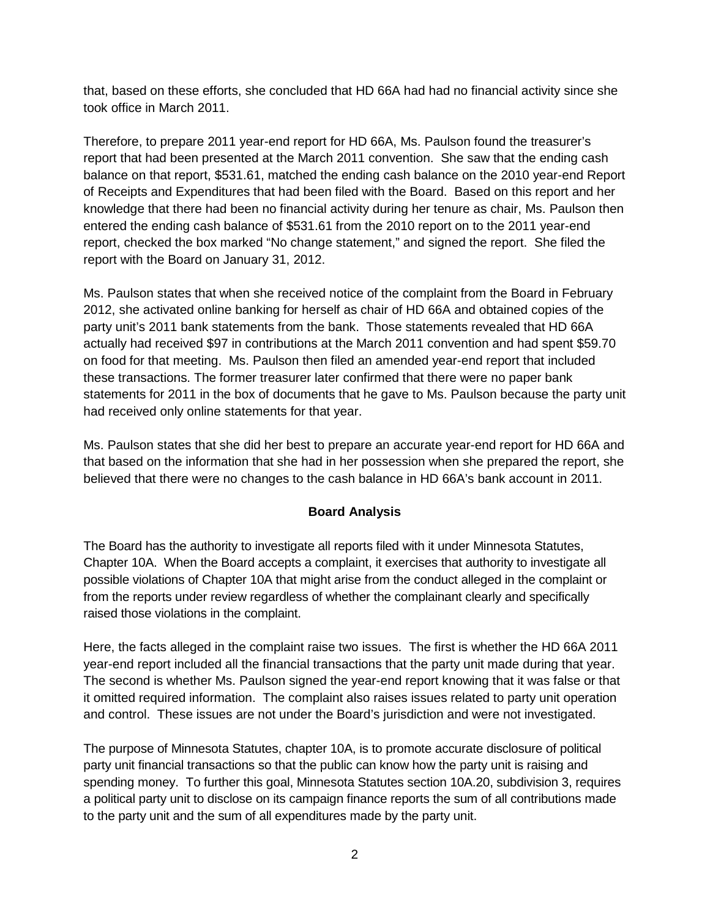that, based on these efforts, she concluded that HD 66A had had no financial activity since she took office in March 2011.

Therefore, to prepare 2011 year-end report for HD 66A, Ms. Paulson found the treasurer's report that had been presented at the March 2011 convention. She saw that the ending cash balance on that report, $531.61, matched the ending cash balance on the 2010 year-end Report of Receipts and Expenditures that had been filed with the Board. Based on this report and her knowledge that there had been no financial activity during her tenure as chair, Ms. Paulson then entered the ending cash balance of $531.61 from the 2010 report on to the 2011 year-end report, checked the box marked "No change statement," and signed the report. She filed the report with the Board on January 31, 2012.

Ms. Paulson states that when she received notice of the complaint from the Board in February 2012, she activated online banking for herself as chair of HD 66A and obtained copies of the party unit's 2011 bank statements from the bank. Those statements revealed that HD 66A actually had received $97 in contributions at the March 2011 convention and had spent $59.70 on food for that meeting. Ms. Paulson then filed an amended year-end report that included these transactions. The former treasurer later confirmed that there were no paper bank statements for 2011 in the box of documents that he gave to Ms. Paulson because the party unit had received only online statements for that year.

Ms. Paulson states that she did her best to prepare an accurate year-end report for HD 66A and that based on the information that she had in her possession when she prepared the report, she believed that there were no changes to the cash balance in HD 66A's bank account in 2011.

## Board Analysis

The Board has the authority to investigate all reports filed with it under Minnesota Statutes, Chapter 10A. When the Board accepts a complaint, it exercises that authority to investigate all possible violations of Chapter 10A that might arise from the conduct alleged in the complaint or from the reports under review regardless of whether the complainant clearly and specifically raised those violations in the complaint.

Here, the facts alleged in the complaint raise two issues. The first is whether the HD 66A 2011 year-end report included all the financial transactions that the party unit made during that year. The second is whether Ms. Paulson signed the year-end report knowing that it was false or that it omitted required information. The complaint also raises issues related to party unit operation and control. These issues are not under the Board's jurisdiction and were not investigated.

The purpose of Minnesota Statutes, chapter 10A, is to promote accurate disclosure of political party unit financial transactions so that the public can know how the party unit is raising and spending money. To further this goal, Minnesota Statutes section 10A.20, subdivision 3, requires a political party unit to disclose on its campaign finance reports the sum of all contributions made to the party unit and the sum of all expenditures made by the party unit.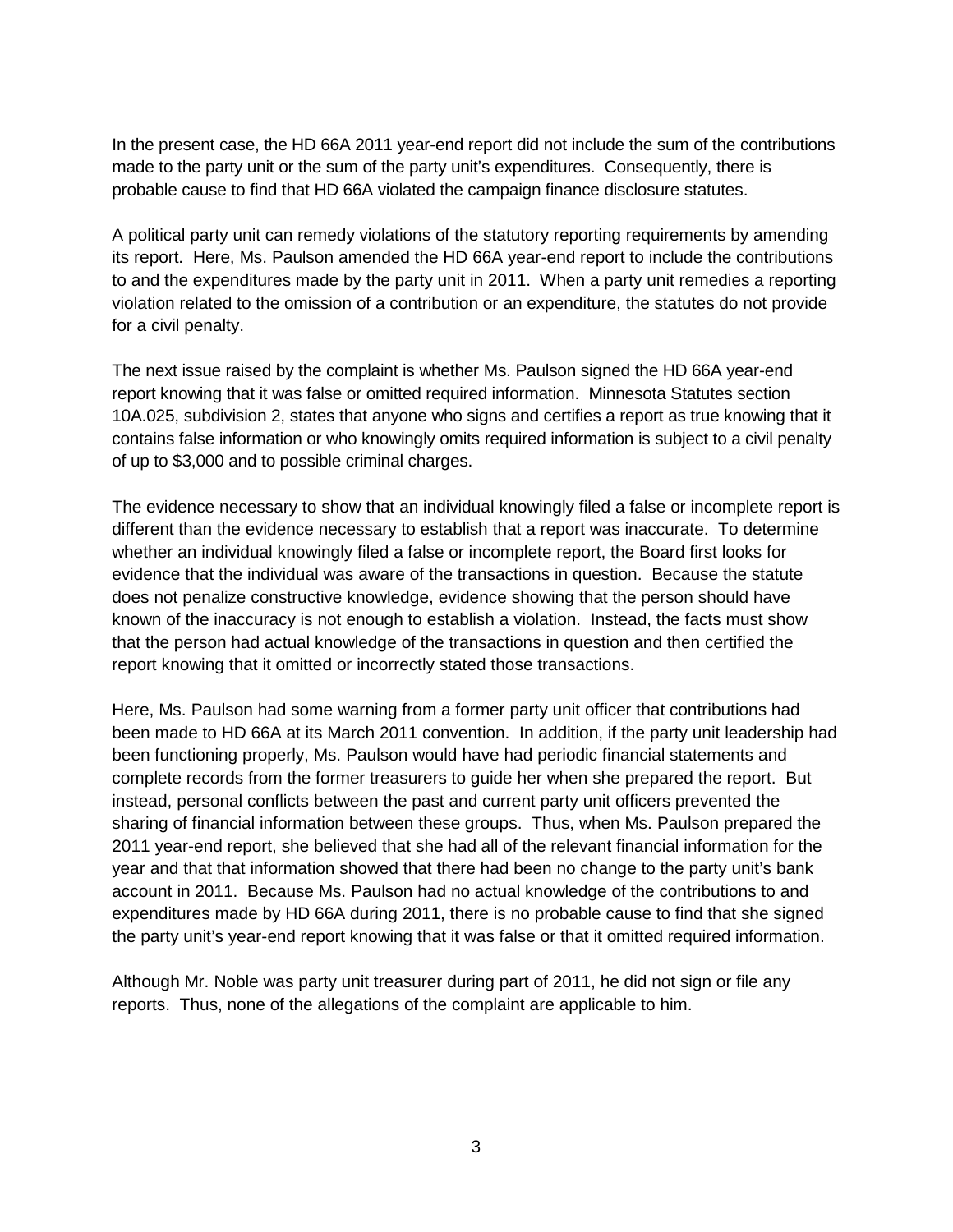In the present case, the HD 66A 2011 year-end report did not include the sum of the contributions made to the party unit or the sum of the party unit's expenditures. Consequently, there is probable cause to find that HD 66A violated the campaign finance disclosure statutes.

A political party unit can remedy violations of the statutory reporting requirements by amending its report. Here, Ms. Paulson amended the HD 66A year-end report to include the contributions to and the expenditures made by the party unit in 2011. When a party unit remedies a reporting violation related to the omission of a contribution or an expenditure, the statutes do not provide for a civil penalty.

The next issue raised by the complaint is whether Ms. Paulson signed the HD 66A year-end report knowing that it was false or omitted required information. Minnesota Statutes section 10A.025, subdivision 2, states that anyone who signs and certifies a report as true knowing that it contains false information or who knowingly omits required information is subject to a civil penalty of up to $3,000 and to possible criminal charges.

The evidence necessary to show that an individual knowingly filed a false or incomplete report is different than the evidence necessary to establish that a report was inaccurate. To determine whether an individual knowingly filed a false or incomplete report, the Board first looks for evidence that the individual was aware of the transactions in question. Because the statute does not penalize constructive knowledge, evidence showing that the person should have known of the inaccuracy is not enough to establish a violation. Instead, the facts must show that the person had actual knowledge of the transactions in question and then certified the report knowing that it omitted or incorrectly stated those transactions.

Here, Ms. Paulson had some warning from a former party unit officer that contributions had been made to HD 66A at its March 2011 convention. In addition, if the party unit leadership had been functioning properly, Ms. Paulson would have had periodic financial statements and complete records from the former treasurers to guide her when she prepared the report. But instead, personal conflicts between the past and current party unit officers prevented the sharing of financial information between these groups. Thus, when Ms. Paulson prepared the 2011 year-end report, she believed that she had all of the relevant financial information for the year and that that information showed that there had been no change to the party unit's bank account in 2011. Because Ms. Paulson had no actual knowledge of the contributions to and expenditures made by HD 66A during 2011, there is no probable cause to find that she signed the party unit's year-end report knowing that it was false or that it omitted required information.

Although Mr. Noble was party unit treasurer during part of 2011, he did not sign or file any reports. Thus, none of the allegations of the complaint are applicable to him.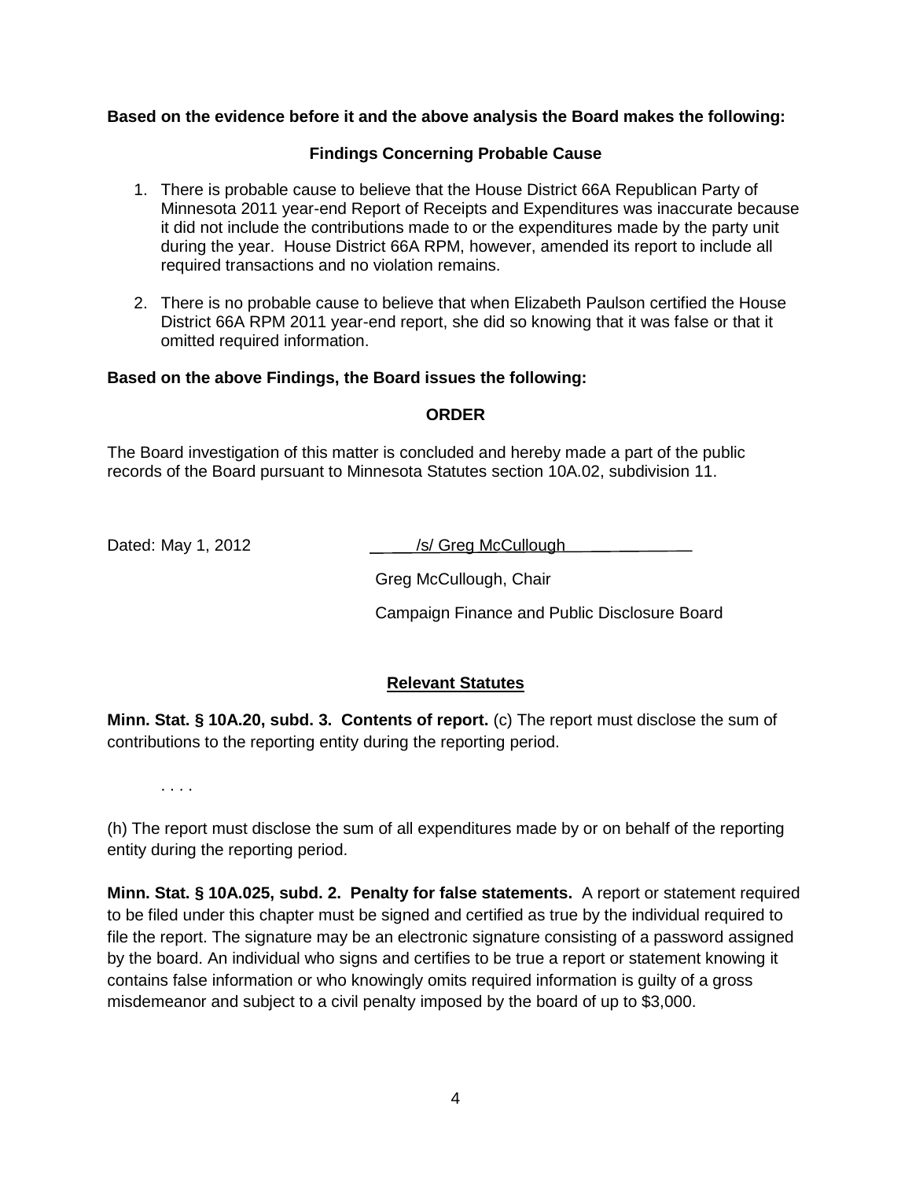**Based on the evidence before it and the above analysis the Board makes the following:**

### Findings Concerning Probable Cause

1. There is probable cause to believe that the House District 66A Republican Party of Minnesota 2011 year-end Report of Receipts and Expenditures was inaccurate because it did not include the contributions made to or the expenditures made by the party unit during the year. House District 66A RPM, however, amended its report to include all required transactions and no violation remains.

2. There is no probable cause to believe that when Elizabeth Paulson certified the House District 66A RPM 2011 year-end report, she did so knowing that it was false or that it omitted required information.

**Based on the above Findings, the Board issues the following:**

### ORDER

The Board investigation of this matter is concluded and hereby made a part of the public records of the Board pursuant to Minnesota Statutes section 10A.02, subdivision 11.

Dated: May 1, 2012

/s/ Greg McCullough

Greg McCullough, Chair

Campaign Finance and Public Disclosure Board

### Relevant Statutes

**Minn. Stat. § 10A.20, subd. 3. Contents of report.** (c) The report must disclose the sum of contributions to the reporting entity during the reporting period.

. . . .

(h) The report must disclose the sum of all expenditures made by or on behalf of the reporting entity during the reporting period.

**Minn. Stat. § 10A.025, subd. 2. Penalty for false statements.** A report or statement required to be filed under this chapter must be signed and certified as true by the individual required to file the report. The signature may be an electronic signature consisting of a password assigned by the board. An individual who signs and certifies to be true a report or statement knowing it contains false information or who knowingly omits required information is guilty of a gross misdemeanor and subject to a civil penalty imposed by the board of up to $3,000.